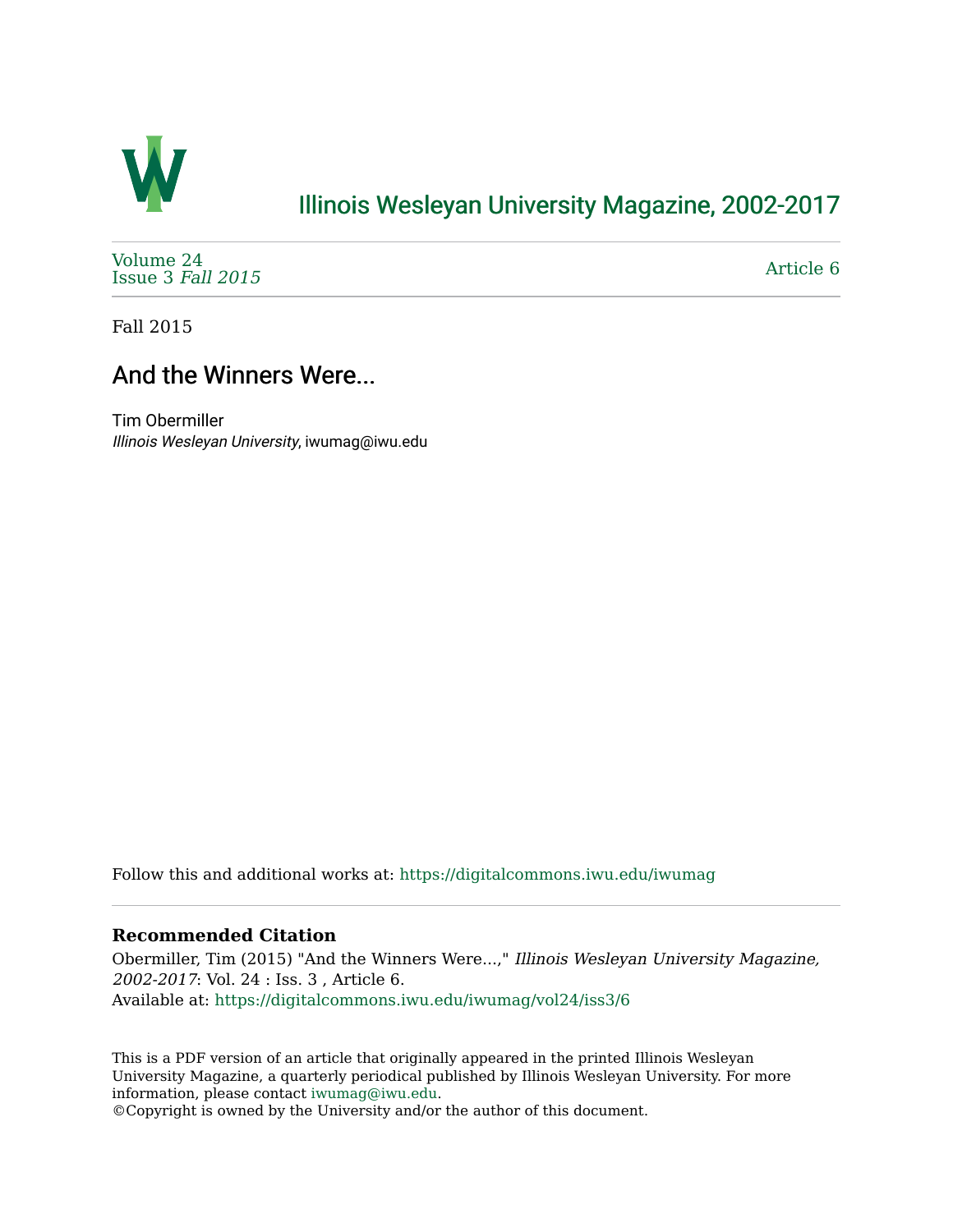# Illinois Wesleyan University Magazine, 2002-2017

Volume 24
Issue 3 *Fall 2015*

Article 6

Fall 2015

## And the Winners Were...

Tim Obermiller
*Illinois Wesleyan University*, iwumag@iwu.edu

Follow this and additional works at: https://digitalcommons.iwu.edu/iwumag

### Recommended Citation

Obermiller, Tim (2015) "And the Winners Were...," *Illinois Wesleyan University Magazine, 2002-2017*: Vol. 24 : Iss. 3 , Article 6.
Available at: https://digitalcommons.iwu.edu/iwumag/vol24/iss3/6

This is a PDF version of an article that originally appeared in the printed Illinois Wesleyan University Magazine, a quarterly periodical published by Illinois Wesleyan University. For more information, please contact iwumag@iwu.edu.
©Copyright is owned by the University and/or the author of this document.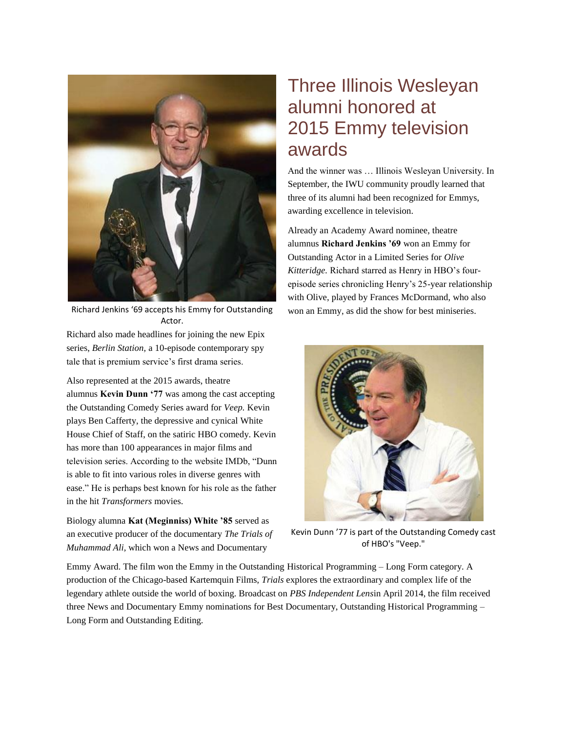# Three Illinois Wesleyan alumni honored at 2015 Emmy television awards

And the winner was … Illinois Wesleyan University. In September, the IWU community proudly learned that three of its alumni had been recognized for Emmys, awarding excellence in television.

Already an Academy Award nominee, theatre alumnus **Richard Jenkins '69** won an Emmy for Outstanding Actor in a Limited Series for *Olive Kitteridge.* Richard starred as Henry in HBO's four-episode series chronicling Henry's 25-year relationship with Olive, played by Frances McDormand, who also won an Emmy, as did the show for best miniseries.

Richard Jenkins '69 accepts his Emmy for Outstanding Actor.

Richard also made headlines for joining the new Epix series, *Berlin Station,* a 10-episode contemporary spy tale that is premium service's first drama series.

Also represented at the 2015 awards, theatre alumnus **Kevin Dunn '77** was among the cast accepting the Outstanding Comedy Series award for *Veep.* Kevin plays Ben Cafferty, the depressive and cynical White House Chief of Staff, on the satiric HBO comedy. Kevin has more than 100 appearances in major films and television series. According to the website IMDb, "Dunn is able to fit into various roles in diverse genres with ease." He is perhaps best known for his role as the father in the hit *Transformers* movies.

Kevin Dunn '77 is part of the Outstanding Comedy cast of HBO's "Veep."

Biology alumna **Kat (Meginniss) White '85** served as an executive producer of the documentary *The Trials of Muhammad Ali,* which won a News and Documentary Emmy Award. The film won the Emmy in the Outstanding Historical Programming – Long Form category. A production of the Chicago-based Kartemquin Films, *Trials* explores the extraordinary and complex life of the legendary athlete outside the world of boxing. Broadcast on *PBS Independent Lens*in April 2014, the film received three News and Documentary Emmy nominations for Best Documentary, Outstanding Historical Programming – Long Form and Outstanding Editing.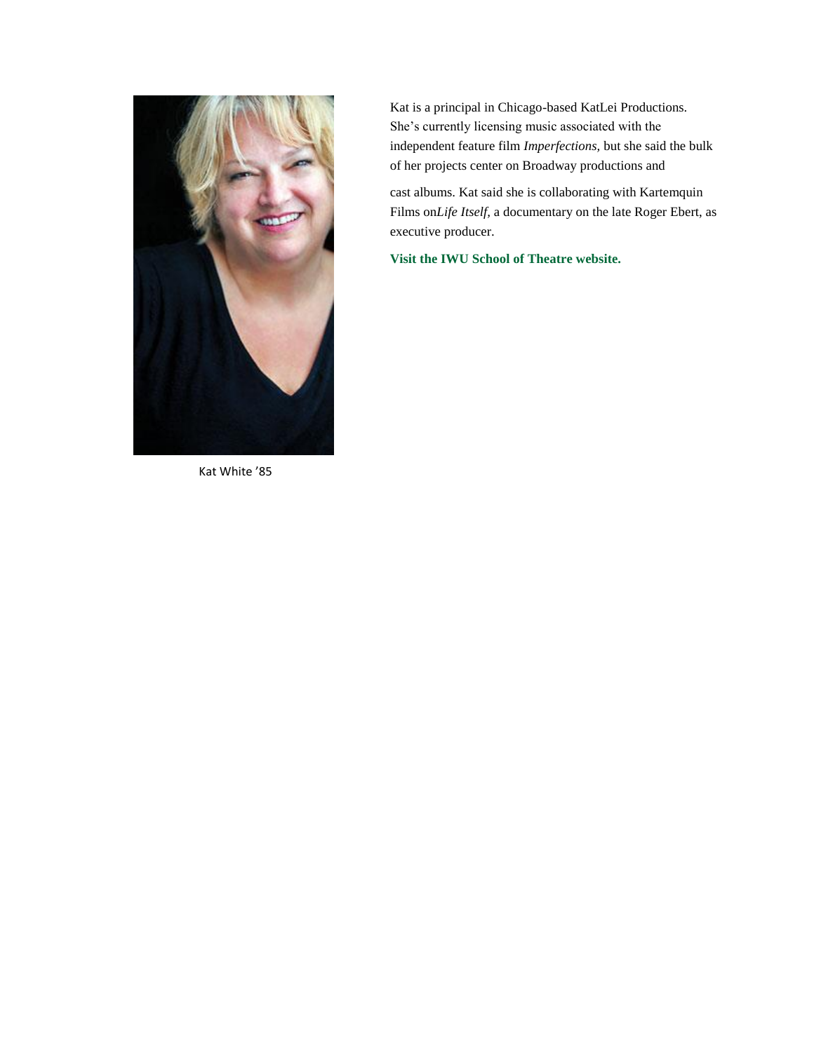Kat White ’85

Kat is a principal in Chicago-based KatLei Productions. She’s currently licensing music associated with the independent feature film *Imperfections*, but she said the bulk of her projects center on Broadway productions and

cast albums. Kat said she is collaborating with Kartemquin Films on*Life Itself*, a documentary on the late Roger Ebert, as executive producer.

**Visit the IWU School of Theatre website.**